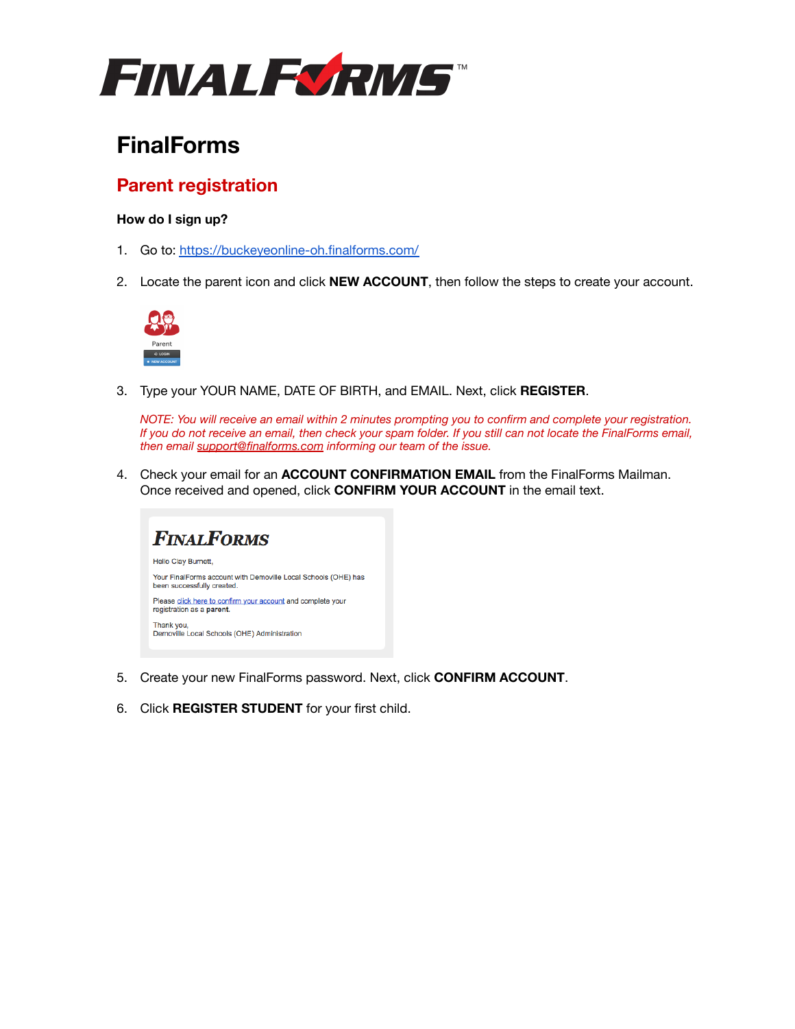# FinalForms

## Parent registration

**How do I sign up?**

1. Go to: https://buckeyeonline-oh.finalforms.com/

2. Locate the parent icon and click **NEW ACCOUNT**, then follow the steps to create your account.

3. Type your YOUR NAME, DATE OF BIRTH, and EMAIL. Next, click **REGISTER**.

   *NOTE: You will receive an email within 2 minutes prompting you to confirm and complete your registration. If you do not receive an email, then check your spam folder. If you still can not locate the FinalForms email, then email support@finalforms.com informing our team of the issue.*

4. Check your email for an **ACCOUNT CONFIRMATION EMAIL** from the FinalForms Mailman. Once received and opened, click **CONFIRM YOUR ACCOUNT** in the email text.

5. Create your new FinalForms password. Next, click **CONFIRM ACCOUNT**.

6. Click **REGISTER STUDENT** for your first child.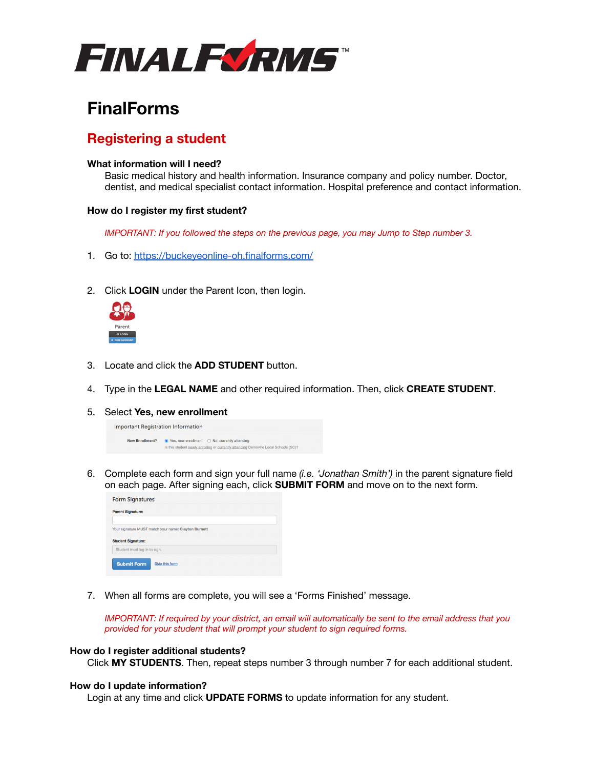# FinalForms

## Registering a student

**What information will I need?**

Basic medical history and health information. Insurance company and policy number. Doctor, dentist, and medical specialist contact information. Hospital preference and contact information.

**How do I register my first student?**

*IMPORTANT: If you followed the steps on the previous page, you may Jump to Step number 3.*

1. Go to: https://buckeyeonline-oh.finalforms.com/
2. Click **LOGIN** under the Parent Icon, then login.
3. Locate and click the **ADD STUDENT** button.
4. Type in the **LEGAL NAME** and other required information. Then, click **CREATE STUDENT**.
5. Select **Yes, new enrollment**
6. Complete each form and sign your full name *(i.e. 'Jonathan Smith')* in the parent signature field on each page. After signing each, click **SUBMIT FORM** and move on to the next form.
7. When all forms are complete, you will see a 'Forms Finished' message.

*IMPORTANT: If required by your district, an email will automatically be sent to the email address that you provided for your student that will prompt your student to sign required forms.*

**How do I register additional students?**

Click **MY STUDENTS**. Then, repeat steps number 3 through number 7 for each additional student.

**How do I update information?**

Login at any time and click **UPDATE FORMS** to update information for any student.